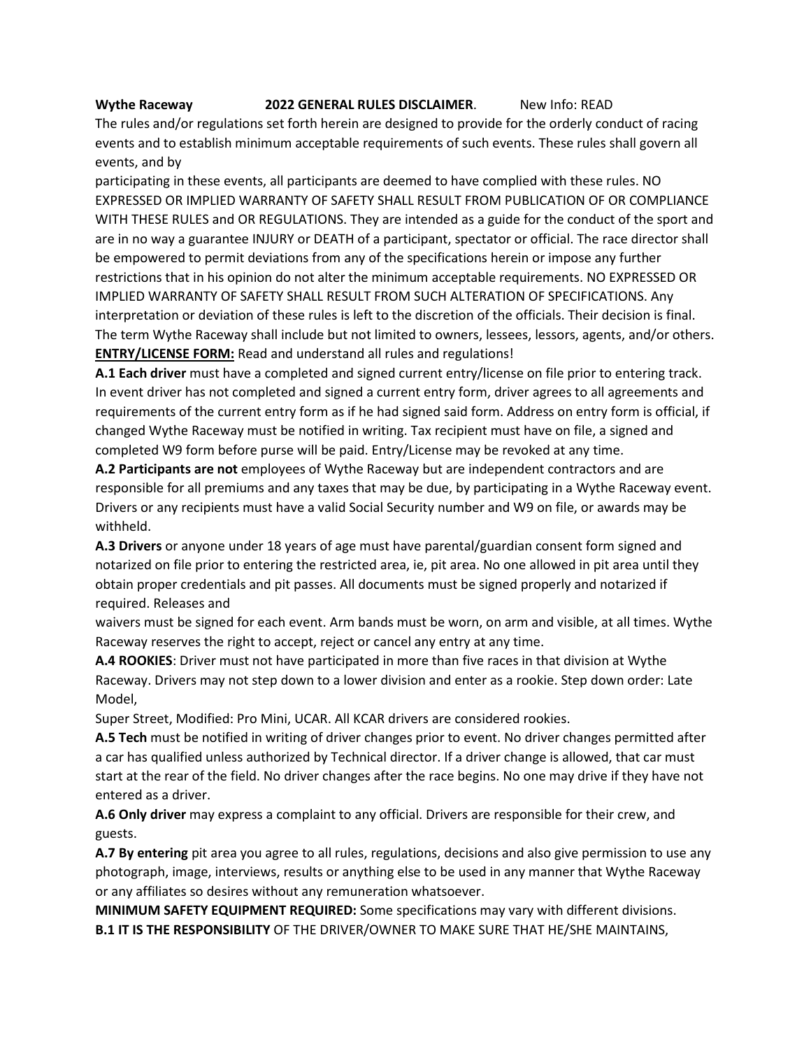**Wythe Raceway 2022 GENERAL RULES DISCLAIMER**. New Info: READ

The rules and/or regulations set forth herein are designed to provide for the orderly conduct of racing events and to establish minimum acceptable requirements of such events. These rules shall govern all events, and by participating in these events, all participants are deemed to have complied with these rules. NO EXPRESSED OR IMPLIED WARRANTY OF SAFETY SHALL RESULT FROM PUBLICATION OF OR COMPLIANCE WITH THESE RULES and OR REGULATIONS. They are intended as a guide for the conduct of the sport and are in no way a guarantee INJURY or DEATH of a participant, spectator or official. The race director shall be empowered to permit deviations from any of the specifications herein or impose any further restrictions that in his opinion do not alter the minimum acceptable requirements. NO EXPRESSED OR IMPLIED WARRANTY OF SAFETY SHALL RESULT FROM SUCH ALTERATION OF SPECIFICATIONS. Any interpretation or deviation of these rules is left to the discretion of the officials. Their decision is final. The term Wythe Raceway shall include but not limited to owners, lessees, lessors, agents, and/or others.

**ENTRY/LICENSE FORM:** Read and understand all rules and regulations!

**A.1 Each driver** must have a completed and signed current entry/license on file prior to entering track. In event driver has not completed and signed a current entry form, driver agrees to all agreements and requirements of the current entry form as if he had signed said form. Address on entry form is official, if changed Wythe Raceway must be notified in writing. Tax recipient must have on file, a signed and completed W9 form before purse will be paid. Entry/License may be revoked at any time.

**A.2 Participants are not** employees of Wythe Raceway but are independent contractors and are responsible for all premiums and any taxes that may be due, by participating in a Wythe Raceway event. Drivers or any recipients must have a valid Social Security number and W9 on file, or awards may be withheld.

**A.3 Drivers** or anyone under 18 years of age must have parental/guardian consent form signed and notarized on file prior to entering the restricted area, ie, pit area. No one allowed in pit area until they obtain proper credentials and pit passes. All documents must be signed properly and notarized if required. Releases and waivers must be signed for each event. Arm bands must be worn, on arm and visible, at all times. Wythe Raceway reserves the right to accept, reject or cancel any entry at any time.

**A.4 ROOKIES**: Driver must not have participated in more than five races in that division at Wythe Raceway. Drivers may not step down to a lower division and enter as a rookie. Step down order: Late Model, Super Street, Modified: Pro Mini, UCAR. All KCAR drivers are considered rookies.

**A.5 Tech** must be notified in writing of driver changes prior to event. No driver changes permitted after a car has qualified unless authorized by Technical director. If a driver change is allowed, that car must start at the rear of the field. No driver changes after the race begins. No one may drive if they have not entered as a driver.

**A.6 Only driver** may express a complaint to any official. Drivers are responsible for their crew, and guests.

**A.7 By entering** pit area you agree to all rules, regulations, decisions and also give permission to use any photograph, image, interviews, results or anything else to be used in any manner that Wythe Raceway or any affiliates so desires without any remuneration whatsoever.

**MINIMUM SAFETY EQUIPMENT REQUIRED:** Some specifications may vary with different divisions.

**B.1 IT IS THE RESPONSIBILITY** OF THE DRIVER/OWNER TO MAKE SURE THAT HE/SHE MAINTAINS,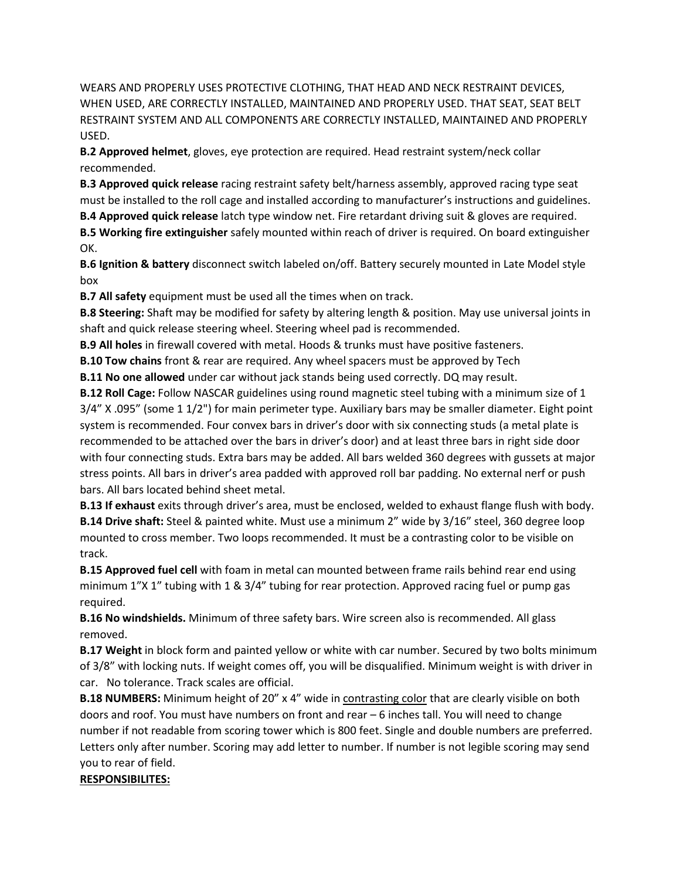WEARS AND PROPERLY USES PROTECTIVE CLOTHING, THAT HEAD AND NECK RESTRAINT DEVICES, WHEN USED, ARE CORRECTLY INSTALLED, MAINTAINED AND PROPERLY USED. THAT SEAT, SEAT BELT RESTRAINT SYSTEM AND ALL COMPONENTS ARE CORRECTLY INSTALLED, MAINTAINED AND PROPERLY USED.

**B.2 Approved helmet**, gloves, eye protection are required. Head restraint system/neck collar recommended.

**B.3 Approved quick release** racing restraint safety belt/harness assembly, approved racing type seat must be installed to the roll cage and installed according to manufacturer's instructions and guidelines.

**B.4 Approved quick release** latch type window net. Fire retardant driving suit & gloves are required.

**B.5 Working fire extinguisher** safely mounted within reach of driver is required. On board extinguisher OK.

**B.6 Ignition & battery** disconnect switch labeled on/off. Battery securely mounted in Late Model style box

**B.7 All safety** equipment must be used all the times when on track.

**B.8 Steering:** Shaft may be modified for safety by altering length & position. May use universal joints in shaft and quick release steering wheel. Steering wheel pad is recommended.

**B.9 All holes** in firewall covered with metal. Hoods & trunks must have positive fasteners.

**B.10 Tow chains** front & rear are required. Any wheel spacers must be approved by Tech

**B.11 No one allowed** under car without jack stands being used correctly. DQ may result.

**B.12 Roll Cage:** Follow NASCAR guidelines using round magnetic steel tubing with a minimum size of 1 3/4" X .095" (some 1 1/2") for main perimeter type. Auxiliary bars may be smaller diameter. Eight point system is recommended. Four convex bars in driver's door with six connecting studs (a metal plate is recommended to be attached over the bars in driver's door) and at least three bars in right side door with four connecting studs. Extra bars may be added. All bars welded 360 degrees with gussets at major stress points. All bars in driver's area padded with approved roll bar padding. No external nerf or push bars. All bars located behind sheet metal.

**B.13 If exhaust** exits through driver's area, must be enclosed, welded to exhaust flange flush with body.

**B.14 Drive shaft:** Steel & painted white. Must use a minimum 2" wide by 3/16" steel, 360 degree loop mounted to cross member. Two loops recommended. It must be a contrasting color to be visible on track.

**B.15 Approved fuel cell** with foam in metal can mounted between frame rails behind rear end using minimum 1"X 1" tubing with 1 & 3/4" tubing for rear protection. Approved racing fuel or pump gas required.

**B.16 No windshields.** Minimum of three safety bars. Wire screen also is recommended. All glass removed.

**B.17 Weight** in block form and painted yellow or white with car number. Secured by two bolts minimum of 3/8" with locking nuts. If weight comes off, you will be disqualified. Minimum weight is with driver in car. No tolerance. Track scales are official.

**B.18 NUMBERS:** Minimum height of 20" x 4" wide in contrasting color that are clearly visible on both doors and roof. You must have numbers on front and rear – 6 inches tall. You will need to change number if not readable from scoring tower which is 800 feet. Single and double numbers are preferred. Letters only after number. Scoring may add letter to number. If number is not legible scoring may send you to rear of field.

**RESPONSIBILITES:**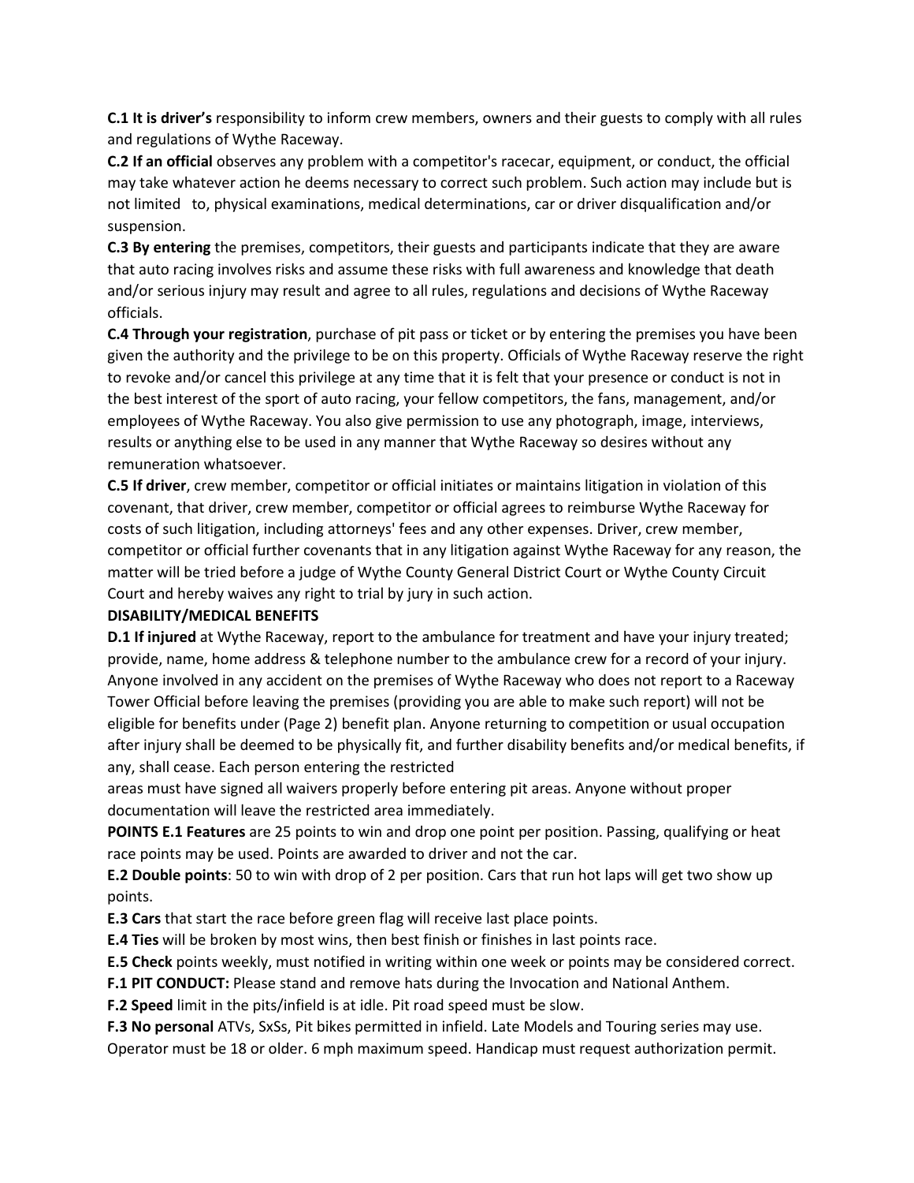**C.1 It is driver's** responsibility to inform crew members, owners and their guests to comply with all rules and regulations of Wythe Raceway.

**C.2 If an official** observes any problem with a competitor's racecar, equipment, or conduct, the official may take whatever action he deems necessary to correct such problem. Such action may include but is not limited to, physical examinations, medical determinations, car or driver disqualification and/or suspension.

**C.3 By entering** the premises, competitors, their guests and participants indicate that they are aware that auto racing involves risks and assume these risks with full awareness and knowledge that death and/or serious injury may result and agree to all rules, regulations and decisions of Wythe Raceway officials.

**C.4 Through your registration**, purchase of pit pass or ticket or by entering the premises you have been given the authority and the privilege to be on this property. Officials of Wythe Raceway reserve the right to revoke and/or cancel this privilege at any time that it is felt that your presence or conduct is not in the best interest of the sport of auto racing, your fellow competitors, the fans, management, and/or employees of Wythe Raceway. You also give permission to use any photograph, image, interviews, results or anything else to be used in any manner that Wythe Raceway so desires without any remuneration whatsoever.

**C.5 If driver**, crew member, competitor or official initiates or maintains litigation in violation of this covenant, that driver, crew member, competitor or official agrees to reimburse Wythe Raceway for costs of such litigation, including attorneys' fees and any other expenses. Driver, crew member, competitor or official further covenants that in any litigation against Wythe Raceway for any reason, the matter will be tried before a judge of Wythe County General District Court or Wythe County Circuit Court and hereby waives any right to trial by jury in such action.

**DISABILITY/MEDICAL BENEFITS**

**D.1 If injured** at Wythe Raceway, report to the ambulance for treatment and have your injury treated; provide, name, home address & telephone number to the ambulance crew for a record of your injury. Anyone involved in any accident on the premises of Wythe Raceway who does not report to a Raceway Tower Official before leaving the premises (providing you are able to make such report) will not be eligible for benefits under (Page 2) benefit plan. Anyone returning to competition or usual occupation after injury shall be deemed to be physically fit, and further disability benefits and/or medical benefits, if any, shall cease. Each person entering the restricted areas must have signed all waivers properly before entering pit areas. Anyone without proper documentation will leave the restricted area immediately.

**POINTS E.1 Features** are 25 points to win and drop one point per position. Passing, qualifying or heat race points may be used. Points are awarded to driver and not the car.

**E.2 Double points**: 50 to win with drop of 2 per position. Cars that run hot laps will get two show up points.

**E.3 Cars** that start the race before green flag will receive last place points.

**E.4 Ties** will be broken by most wins, then best finish or finishes in last points race.

**E.5 Check** points weekly, must notified in writing within one week or points may be considered correct.

**F.1 PIT CONDUCT:** Please stand and remove hats during the Invocation and National Anthem.

**F.2 Speed** limit in the pits/infield is at idle. Pit road speed must be slow.

**F.3 No personal** ATVs, SxSs, Pit bikes permitted in infield. Late Models and Touring series may use. Operator must be 18 or older. 6 mph maximum speed. Handicap must request authorization permit.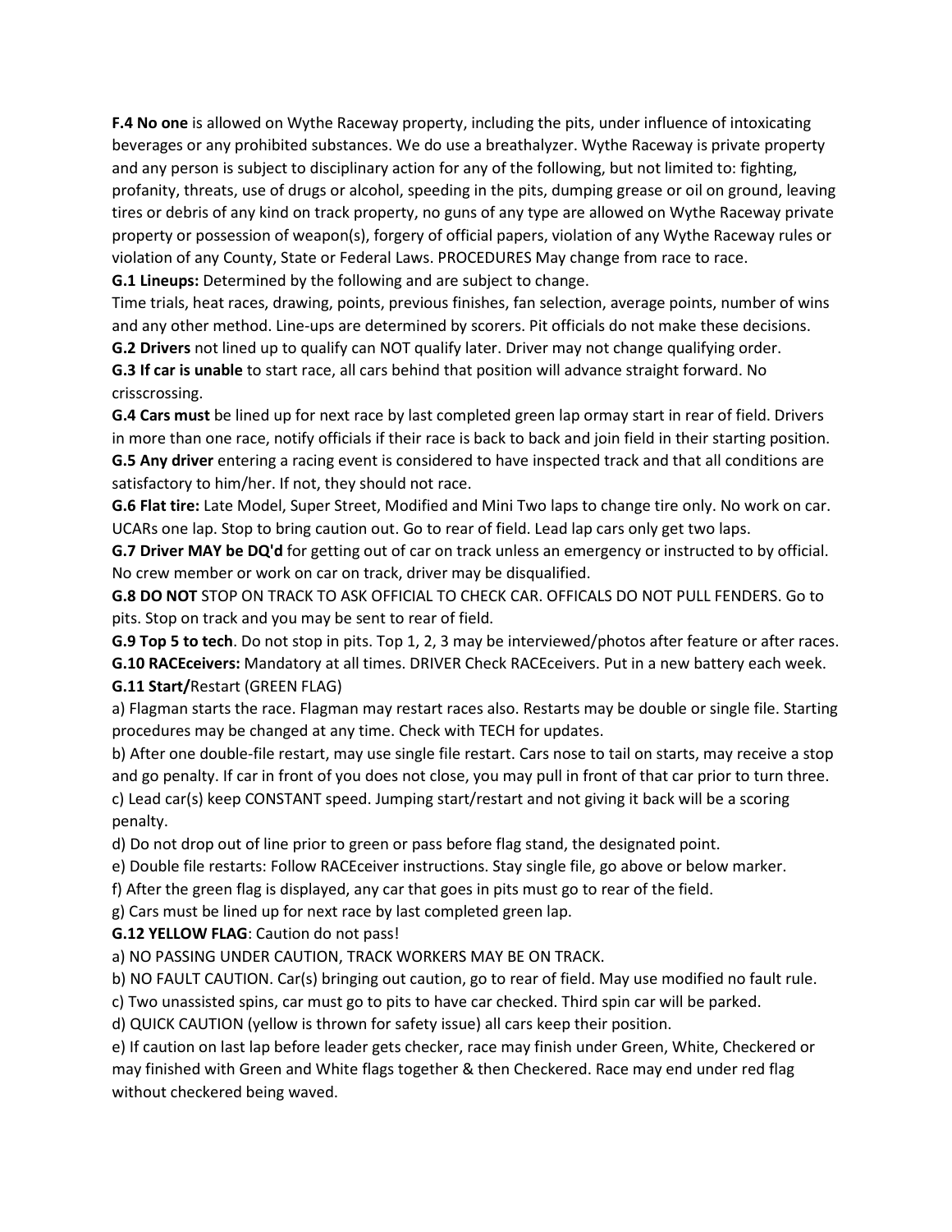**F.4 No one** is allowed on Wythe Raceway property, including the pits, under influence of intoxicating beverages or any prohibited substances. We do use a breathalyzer. Wythe Raceway is private property and any person is subject to disciplinary action for any of the following, but not limited to: fighting, profanity, threats, use of drugs or alcohol, speeding in the pits, dumping grease or oil on ground, leaving tires or debris of any kind on track property, no guns of any type are allowed on Wythe Raceway private property or possession of weapon(s), forgery of official papers, violation of any Wythe Raceway rules or violation of any County, State or Federal Laws. PROCEDURES May change from race to race.

**G.1 Lineups:** Determined by the following and are subject to change.

Time trials, heat races, drawing, points, previous finishes, fan selection, average points, number of wins and any other method. Line-ups are determined by scorers. Pit officials do not make these decisions.

**G.2 Drivers** not lined up to qualify can NOT qualify later. Driver may not change qualifying order.

**G.3 If car is unable** to start race, all cars behind that position will advance straight forward. No crisscrossing.

**G.4 Cars must** be lined up for next race by last completed green lap ormay start in rear of field. Drivers in more than one race, notify officials if their race is back to back and join field in their starting position.

**G.5 Any driver** entering a racing event is considered to have inspected track and that all conditions are satisfactory to him/her. If not, they should not race.

**G.6 Flat tire:** Late Model, Super Street, Modified and Mini Two laps to change tire only. No work on car. UCARs one lap. Stop to bring caution out. Go to rear of field. Lead lap cars only get two laps.

**G.7 Driver MAY be DQ'd** for getting out of car on track unless an emergency or instructed to by official. No crew member or work on car on track, driver may be disqualified.

**G.8 DO NOT** STOP ON TRACK TO ASK OFFICIAL TO CHECK CAR. OFFICALS DO NOT PULL FENDERS. Go to pits. Stop on track and you may be sent to rear of field.

**G.9 Top 5 to tech**. Do not stop in pits. Top 1, 2, 3 may be interviewed/photos after feature or after races.

**G.10 RACEceivers:** Mandatory at all times. DRIVER Check RACEceivers. Put in a new battery each week.

**G.11 Start/**Restart (GREEN FLAG)

a) Flagman starts the race. Flagman may restart races also. Restarts may be double or single file. Starting procedures may be changed at any time. Check with TECH for updates.

b) After one double-file restart, may use single file restart. Cars nose to tail on starts, may receive a stop and go penalty. If car in front of you does not close, you may pull in front of that car prior to turn three.

c) Lead car(s) keep CONSTANT speed. Jumping start/restart and not giving it back will be a scoring penalty.

d) Do not drop out of line prior to green or pass before flag stand, the designated point.

e) Double file restarts: Follow RACEceiver instructions. Stay single file, go above or below marker.

f) After the green flag is displayed, any car that goes in pits must go to rear of the field.

g) Cars must be lined up for next race by last completed green lap.

**G.12 YELLOW FLAG**: Caution do not pass!

a) NO PASSING UNDER CAUTION, TRACK WORKERS MAY BE ON TRACK.

b) NO FAULT CAUTION. Car(s) bringing out caution, go to rear of field. May use modified no fault rule.

c) Two unassisted spins, car must go to pits to have car checked. Third spin car will be parked.

d) QUICK CAUTION (yellow is thrown for safety issue) all cars keep their position.

e) If caution on last lap before leader gets checker, race may finish under Green, White, Checkered or may finished with Green and White flags together & then Checkered. Race may end under red flag without checkered being waved.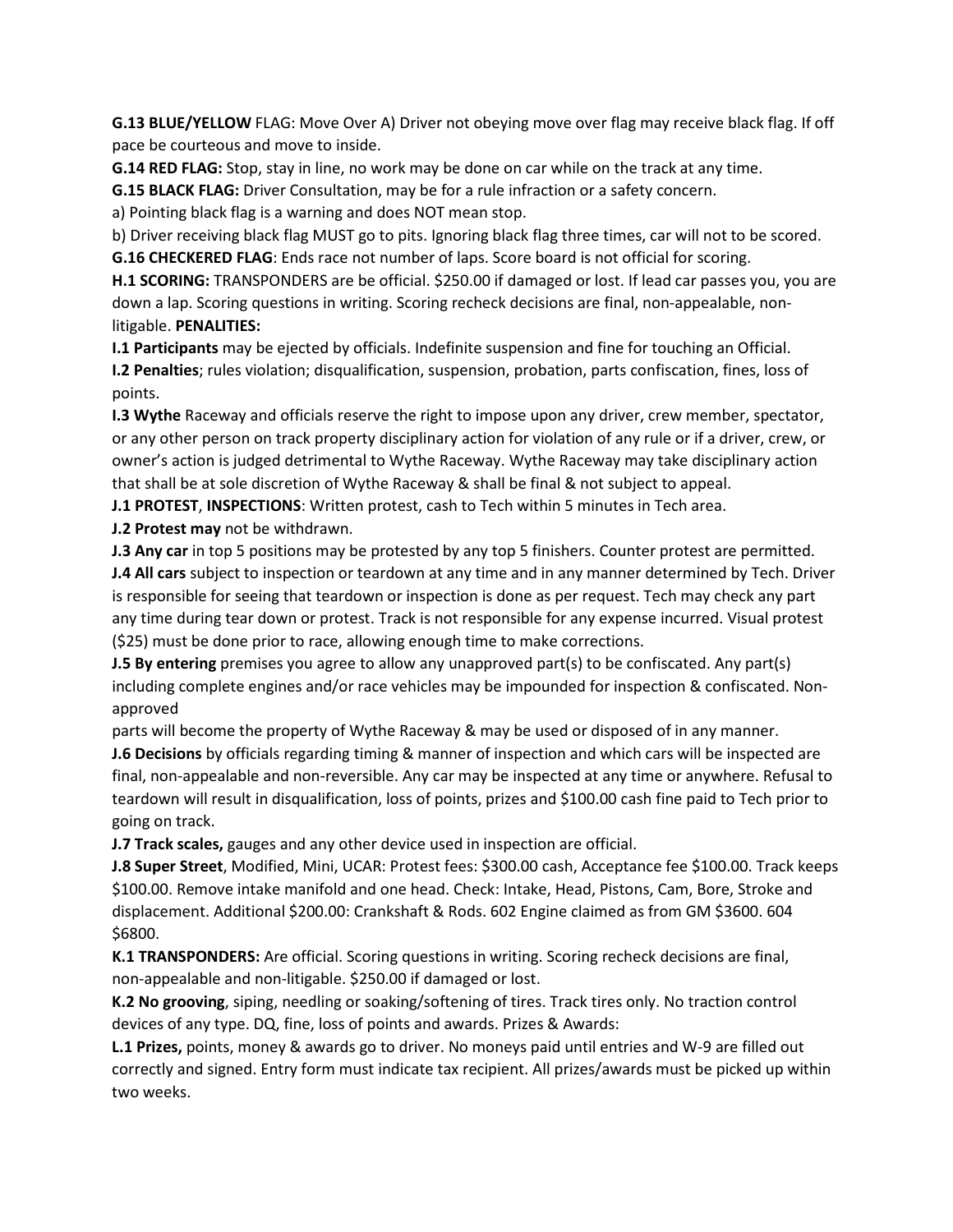**G.13 BLUE/YELLOW** FLAG: Move Over A) Driver not obeying move over flag may receive black flag. If off pace be courteous and move to inside.

**G.14 RED FLAG:** Stop, stay in line, no work may be done on car while on the track at any time.

**G.15 BLACK FLAG:** Driver Consultation, may be for a rule infraction or a safety concern.

a) Pointing black flag is a warning and does NOT mean stop.

b) Driver receiving black flag MUST go to pits. Ignoring black flag three times, car will not to be scored.

**G.16 CHECKERED FLAG**: Ends race not number of laps. Score board is not official for scoring.

**H.1 SCORING:** TRANSPONDERS are be official. $250.00 if damaged or lost. If lead car passes you, you are down a lap. Scoring questions in writing. Scoring recheck decisions are final, non-appealable, non-litigable. **PENALITIES:**

**I.1 Participants** may be ejected by officials. Indefinite suspension and fine for touching an Official.

**I.2 Penalties**; rules violation; disqualification, suspension, probation, parts confiscation, fines, loss of points.

**I.3 Wythe** Raceway and officials reserve the right to impose upon any driver, crew member, spectator, or any other person on track property disciplinary action for violation of any rule or if a driver, crew, or owner's action is judged detrimental to Wythe Raceway. Wythe Raceway may take disciplinary action that shall be at sole discretion of Wythe Raceway & shall be final & not subject to appeal.

**J.1 PROTEST**, **INSPECTIONS**: Written protest, cash to Tech within 5 minutes in Tech area.

**J.2 Protest may** not be withdrawn.

**J.3 Any car** in top 5 positions may be protested by any top 5 finishers. Counter protest are permitted.

**J.4 All cars** subject to inspection or teardown at any time and in any manner determined by Tech. Driver is responsible for seeing that teardown or inspection is done as per request. Tech may check any part any time during tear down or protest. Track is not responsible for any expense incurred. Visual protest ($25) must be done prior to race, allowing enough time to make corrections.

**J.5 By entering** premises you agree to allow any unapproved part(s) to be confiscated. Any part(s) including complete engines and/or race vehicles may be impounded for inspection & confiscated. Non-approved parts will become the property of Wythe Raceway & may be used or disposed of in any manner.

**J.6 Decisions** by officials regarding timing & manner of inspection and which cars will be inspected are final, non-appealable and non-reversible. Any car may be inspected at any time or anywhere. Refusal to teardown will result in disqualification, loss of points, prizes and $100.00 cash fine paid to Tech prior to going on track.

**J.7 Track scales,** gauges and any other device used in inspection are official.

**J.8 Super Street**, Modified, Mini, UCAR: Protest fees: $300.00 cash, Acceptance fee $100.00. Track keeps $100.00. Remove intake manifold and one head. Check: Intake, Head, Pistons, Cam, Bore, Stroke and displacement. Additional $200.00: Crankshaft & Rods. 602 Engine claimed as from GM $3600. 604 $6800.

**K.1 TRANSPONDERS:** Are official. Scoring questions in writing. Scoring recheck decisions are final, non-appealable and non-litigable. $250.00 if damaged or lost.

**K.2 No grooving**, siping, needling or soaking/softening of tires. Track tires only. No traction control devices of any type. DQ, fine, loss of points and awards. Prizes & Awards:

**L.1 Prizes,** points, money & awards go to driver. No moneys paid until entries and W-9 are filled out correctly and signed. Entry form must indicate tax recipient. All prizes/awards must be picked up within two weeks.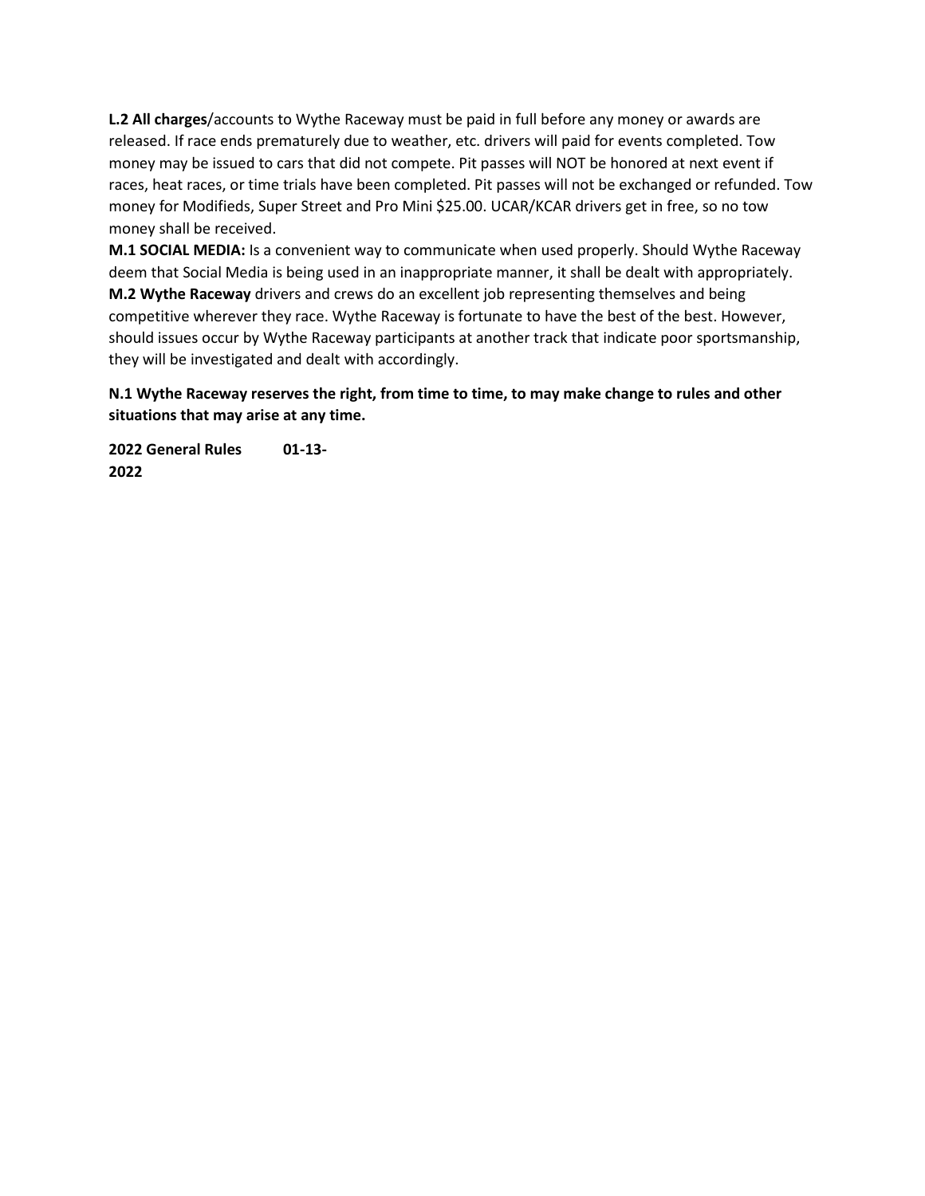**L.2 All charges**/accounts to Wythe Raceway must be paid in full before any money or awards are released. If race ends prematurely due to weather, etc. drivers will paid for events completed. Tow money may be issued to cars that did not compete. Pit passes will NOT be honored at next event if races, heat races, or time trials have been completed. Pit passes will not be exchanged or refunded. Tow money for Modifieds, Super Street and Pro Mini $25.00. UCAR/KCAR drivers get in free, so no tow money shall be received.

**M.1 SOCIAL MEDIA:** Is a convenient way to communicate when used properly. Should Wythe Raceway deem that Social Media is being used in an inappropriate manner, it shall be dealt with appropriately.

**M.2 Wythe Raceway** drivers and crews do an excellent job representing themselves and being competitive wherever they race. Wythe Raceway is fortunate to have the best of the best. However, should issues occur by Wythe Raceway participants at another track that indicate poor sportsmanship, they will be investigated and dealt with accordingly.

**N.1 Wythe Raceway reserves the right, from time to time, to may make change to rules and other situations that may arise at any time.**

**2022 General Rules 01-13-2022**